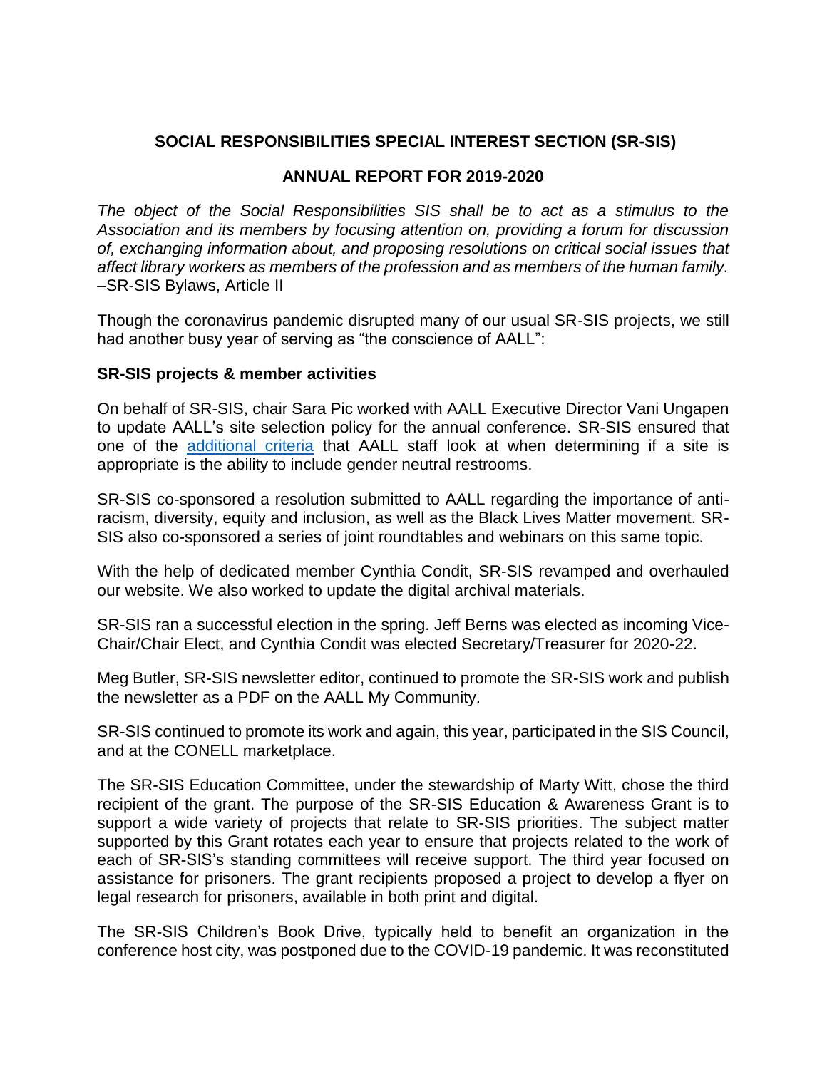**SOCIAL RESPONSIBILITIES SPECIAL INTEREST SECTION (SR-SIS)**

**ANNUAL REPORT FOR 2019-2020**

*The object of the Social Responsibilities SIS shall be to act as a stimulus to the Association and its members by focusing attention on, providing a forum for discussion of, exchanging information about, and proposing resolutions on critical social issues that affect library workers as members of the profession and as members of the human family.* –SR-SIS Bylaws, Article II

Though the coronavirus pandemic disrupted many of our usual SR-SIS projects, we still had another busy year of serving as "the conscience of AALL":

**SR-SIS projects & member activities**

On behalf of SR-SIS, chair Sara Pic worked with AALL Executive Director Vani Ungapen to update AALL's site selection policy for the annual conference. SR-SIS ensured that one of the additional criteria that AALL staff look at when determining if a site is appropriate is the ability to include gender neutral restrooms.

SR-SIS co-sponsored a resolution submitted to AALL regarding the importance of anti-racism, diversity, equity and inclusion, as well as the Black Lives Matter movement. SR-SIS also co-sponsored a series of joint roundtables and webinars on this same topic.

With the help of dedicated member Cynthia Condit, SR-SIS revamped and overhauled our website. We also worked to update the digital archival materials.

SR-SIS ran a successful election in the spring. Jeff Berns was elected as incoming Vice-Chair/Chair Elect, and Cynthia Condit was elected Secretary/Treasurer for 2020-22.

Meg Butler, SR-SIS newsletter editor, continued to promote the SR-SIS work and publish the newsletter as a PDF on the AALL My Community.

SR-SIS continued to promote its work and again, this year, participated in the SIS Council, and at the CONELL marketplace.

The SR-SIS Education Committee, under the stewardship of Marty Witt, chose the third recipient of the grant. The purpose of the SR-SIS Education & Awareness Grant is to support a wide variety of projects that relate to SR-SIS priorities. The subject matter supported by this Grant rotates each year to ensure that projects related to the work of each of SR-SIS's standing committees will receive support. The third year focused on assistance for prisoners. The grant recipients proposed a project to develop a flyer on legal research for prisoners, available in both print and digital.

The SR-SIS Children's Book Drive, typically held to benefit an organization in the conference host city, was postponed due to the COVID-19 pandemic. It was reconstituted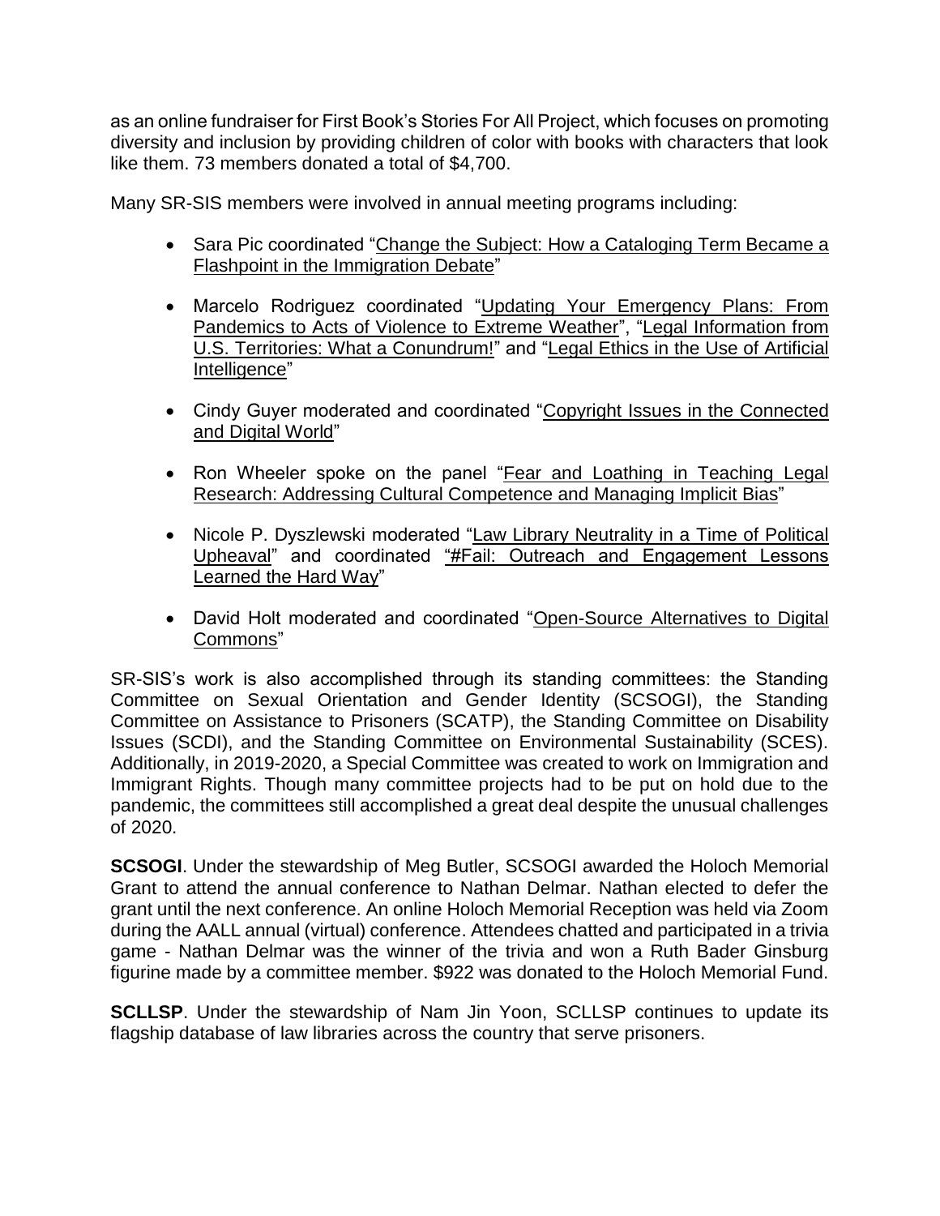as an online fundraiser for First Book's Stories For All Project, which focuses on promoting diversity and inclusion by providing children of color with books with characters that look like them. 73 members donated a total of $4,700.

Many SR-SIS members were involved in annual meeting programs including:

- Sara Pic coordinated "Change the Subject: How a Cataloging Term Became a Flashpoint in the Immigration Debate"
- Marcelo Rodriguez coordinated "Updating Your Emergency Plans: From Pandemics to Acts of Violence to Extreme Weather", "Legal Information from U.S. Territories: What a Conundrum!" and "Legal Ethics in the Use of Artificial Intelligence"
- Cindy Guyer moderated and coordinated "Copyright Issues in the Connected and Digital World"
- Ron Wheeler spoke on the panel "Fear and Loathing in Teaching Legal Research: Addressing Cultural Competence and Managing Implicit Bias"
- Nicole P. Dyszlewski moderated "Law Library Neutrality in a Time of Political Upheaval" and coordinated "#Fail: Outreach and Engagement Lessons Learned the Hard Way"
- David Holt moderated and coordinated "Open-Source Alternatives to Digital Commons"

SR-SIS's work is also accomplished through its standing committees: the Standing Committee on Sexual Orientation and Gender Identity (SCSOGI), the Standing Committee on Assistance to Prisoners (SCATP), the Standing Committee on Disability Issues (SCDI), and the Standing Committee on Environmental Sustainability (SCES). Additionally, in 2019-2020, a Special Committee was created to work on Immigration and Immigrant Rights. Though many committee projects had to be put on hold due to the pandemic, the committees still accomplished a great deal despite the unusual challenges of 2020.

**SCSOGI**. Under the stewardship of Meg Butler, SCSOGI awarded the Holoch Memorial Grant to attend the annual conference to Nathan Delmar. Nathan elected to defer the grant until the next conference. An online Holoch Memorial Reception was held via Zoom during the AALL annual (virtual) conference. Attendees chatted and participated in a trivia game - Nathan Delmar was the winner of the trivia and won a Ruth Bader Ginsburg figurine made by a committee member. $922 was donated to the Holoch Memorial Fund.

**SCLLSP**. Under the stewardship of Nam Jin Yoon, SCLLSP continues to update its flagship database of law libraries across the country that serve prisoners.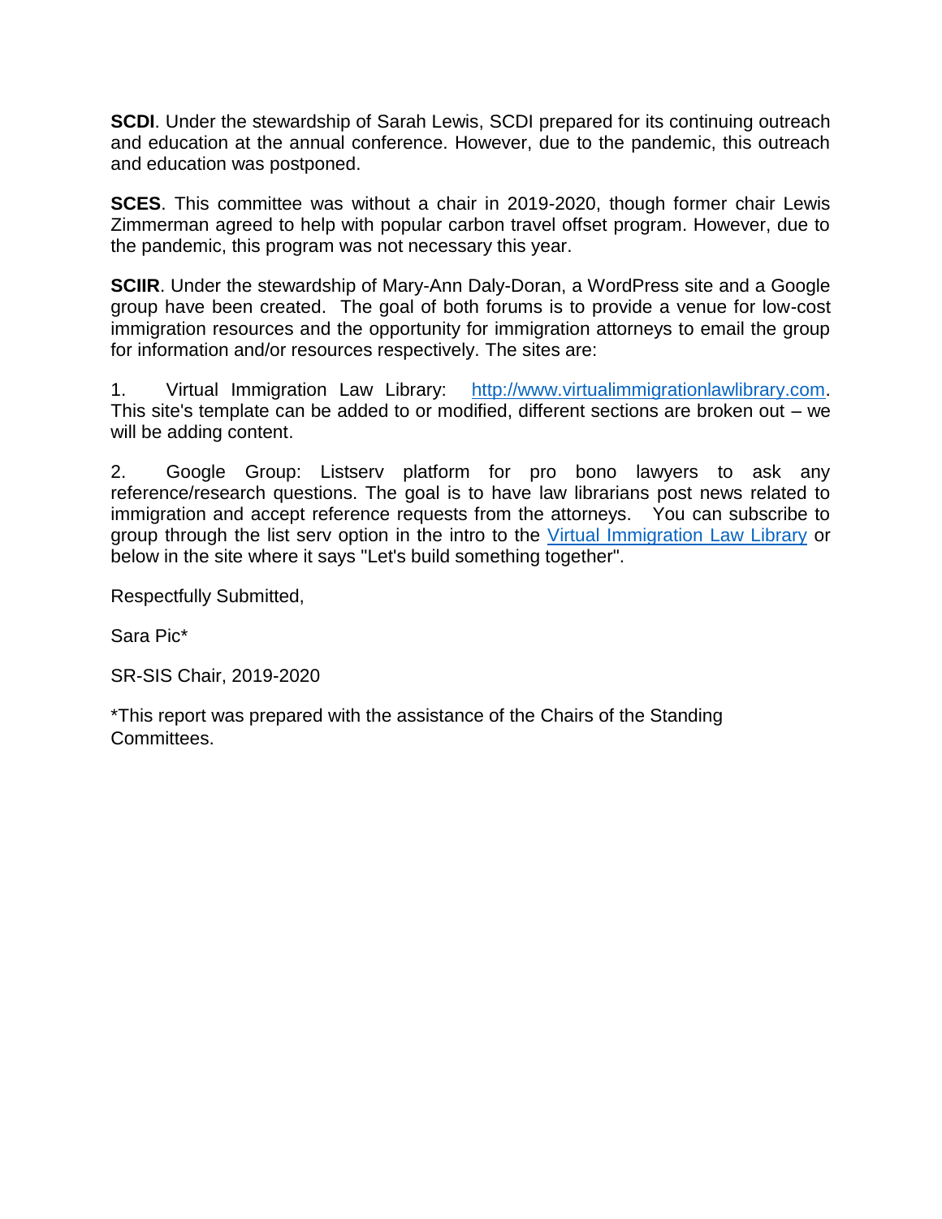**SCDI**. Under the stewardship of Sarah Lewis, SCDI prepared for its continuing outreach and education at the annual conference. However, due to the pandemic, this outreach and education was postponed.

**SCES**. This committee was without a chair in 2019-2020, though former chair Lewis Zimmerman agreed to help with popular carbon travel offset program. However, due to the pandemic, this program was not necessary this year.

**SCIIR**. Under the stewardship of Mary-Ann Daly-Doran, a WordPress site and a Google group have been created. The goal of both forums is to provide a venue for low-cost immigration resources and the opportunity for immigration attorneys to email the group for information and/or resources respectively. The sites are:

1. Virtual Immigration Law Library: [http://www.virtualimmigrationlawlibrary.com](http://www.virtualimmigrationlawlibrary.com). This site's template can be added to or modified, different sections are broken out – we will be adding content.

2. Google Group: Listserv platform for pro bono lawyers to ask any reference/research questions. The goal is to have law librarians post news related to immigration and accept reference requests from the attorneys. You can subscribe to group through the list serv option in the intro to the [Virtual Immigration Law Library](http://www.virtualimmigrationlawlibrary.com) or below in the site where it says "Let's build something together".

Respectfully Submitted,

Sara Pic*

SR-SIS Chair, 2019-2020

*This report was prepared with the assistance of the Chairs of the Standing Committees.